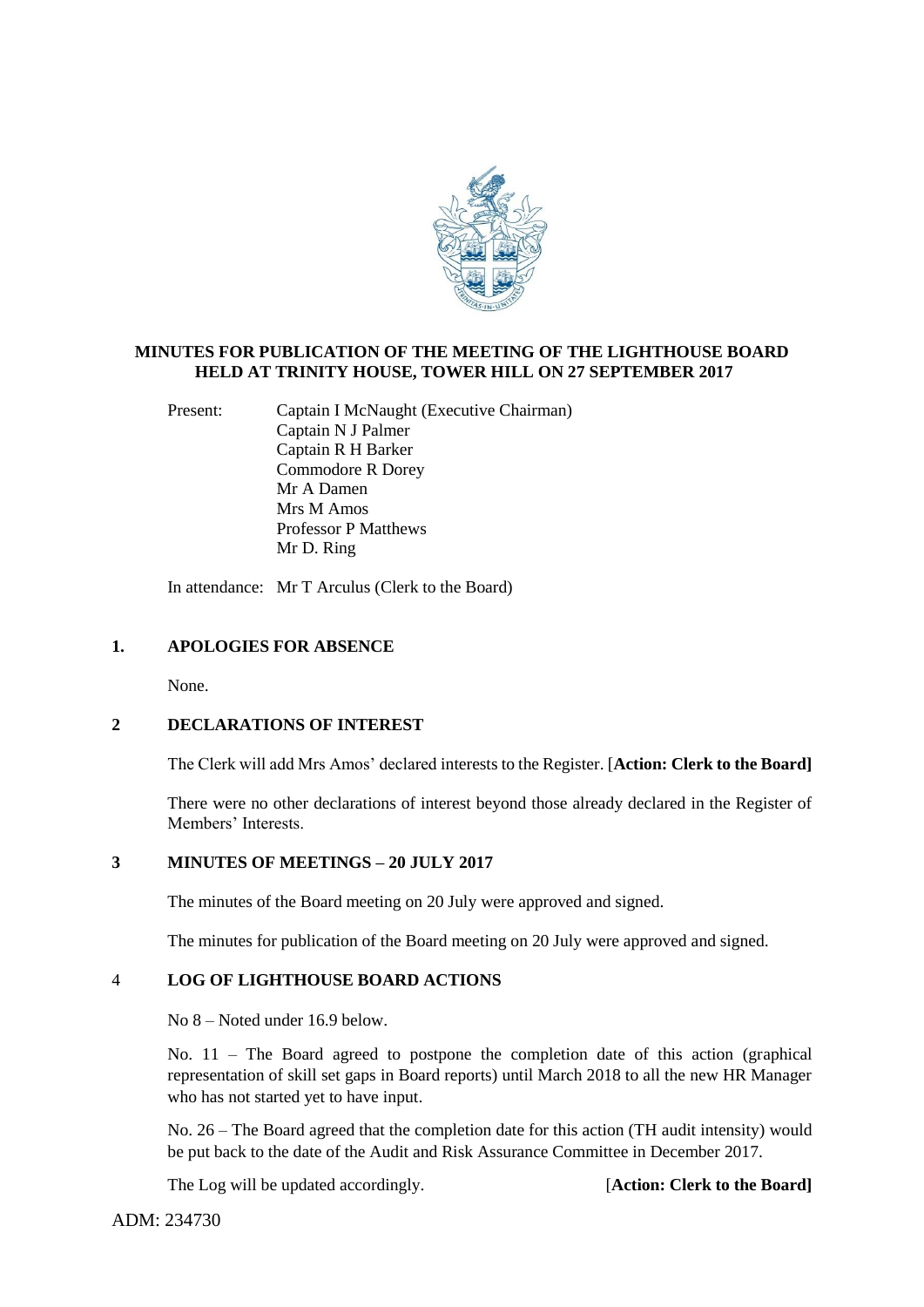# MINUTES FOR PUBLICATION OF THE MEETING OF THE LIGHTHOUSE BOARD HELD AT TRINITY HOUSE, TOWER HILL ON 27 SEPTEMBER 2017

Present: Captain I McNaught (Executive Chairman)
Captain N J Palmer
Captain R H Barker
Commodore R Dorey
Mr A Damen
Mrs M Amos
Professor P Matthews
Mr D. Ring

In attendance: Mr T Arculus (Clerk to the Board)

## 1. APOLOGIES FOR ABSENCE

None.

## 2 DECLARATIONS OF INTEREST

The Clerk will add Mrs Amos' declared interests to the Register. [**Action: Clerk to the Board]**

There were no other declarations of interest beyond those already declared in the Register of Members' Interests.

## 3 MINUTES OF MEETINGS – 20 JULY 2017

The minutes of the Board meeting on 20 July were approved and signed.

The minutes for publication of the Board meeting on 20 July were approved and signed.

## 4 LOG OF LIGHTHOUSE BOARD ACTIONS

No 8 – Noted under 16.9 below.

No. 11 – The Board agreed to postpone the completion date of this action (graphical representation of skill set gaps in Board reports) until March 2018 to all the new HR Manager who has not started yet to have input.

No. 26 – The Board agreed that the completion date for this action (TH audit intensity) would be put back to the date of the Audit and Risk Assurance Committee in December 2017.

The Log will be updated accordingly. [**Action: Clerk to the Board]**

ADM: 234730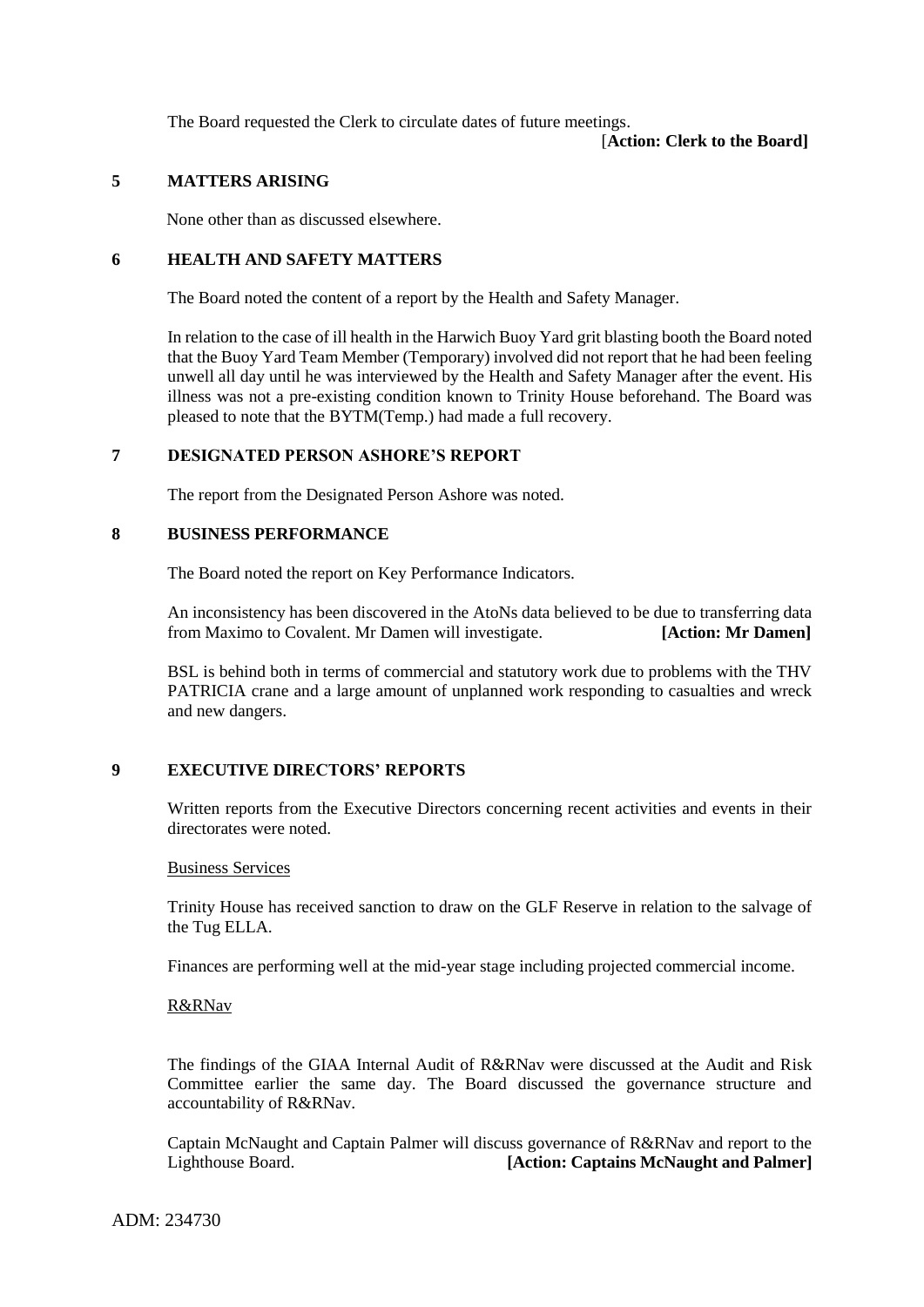The Board requested the Clerk to circulate dates of future meetings.

**[Action: Clerk to the Board]**

## 5 MATTERS ARISING

None other than as discussed elsewhere.

## 6 HEALTH AND SAFETY MATTERS

The Board noted the content of a report by the Health and Safety Manager.

In relation to the case of ill health in the Harwich Buoy Yard grit blasting booth the Board noted that the Buoy Yard Team Member (Temporary) involved did not report that he had been feeling unwell all day until he was interviewed by the Health and Safety Manager after the event. His illness was not a pre-existing condition known to Trinity House beforehand. The Board was pleased to note that the BYTM(Temp.) had made a full recovery.

## 7 DESIGNATED PERSON ASHORE'S REPORT

The report from the Designated Person Ashore was noted.

## 8 BUSINESS PERFORMANCE

The Board noted the report on Key Performance Indicators.

An inconsistency has been discovered in the AtoNs data believed to be due to transferring data from Maximo to Covalent. Mr Damen will investigate. **[Action: Mr Damen]**

BSL is behind both in terms of commercial and statutory work due to problems with the THV PATRICIA crane and a large amount of unplanned work responding to casualties and wreck and new dangers.

## 9 EXECUTIVE DIRECTORS' REPORTS

Written reports from the Executive Directors concerning recent activities and events in their directorates were noted.

Business Services

Trinity House has received sanction to draw on the GLF Reserve in relation to the salvage of the Tug ELLA.

Finances are performing well at the mid-year stage including projected commercial income.

R&RNav

The findings of the GIAA Internal Audit of R&RNav were discussed at the Audit and Risk Committee earlier the same day. The Board discussed the governance structure and accountability of R&RNav.

Captain McNaught and Captain Palmer will discuss governance of R&RNav and report to the Lighthouse Board. **[Action: Captains McNaught and Palmer]**

ADM: 234730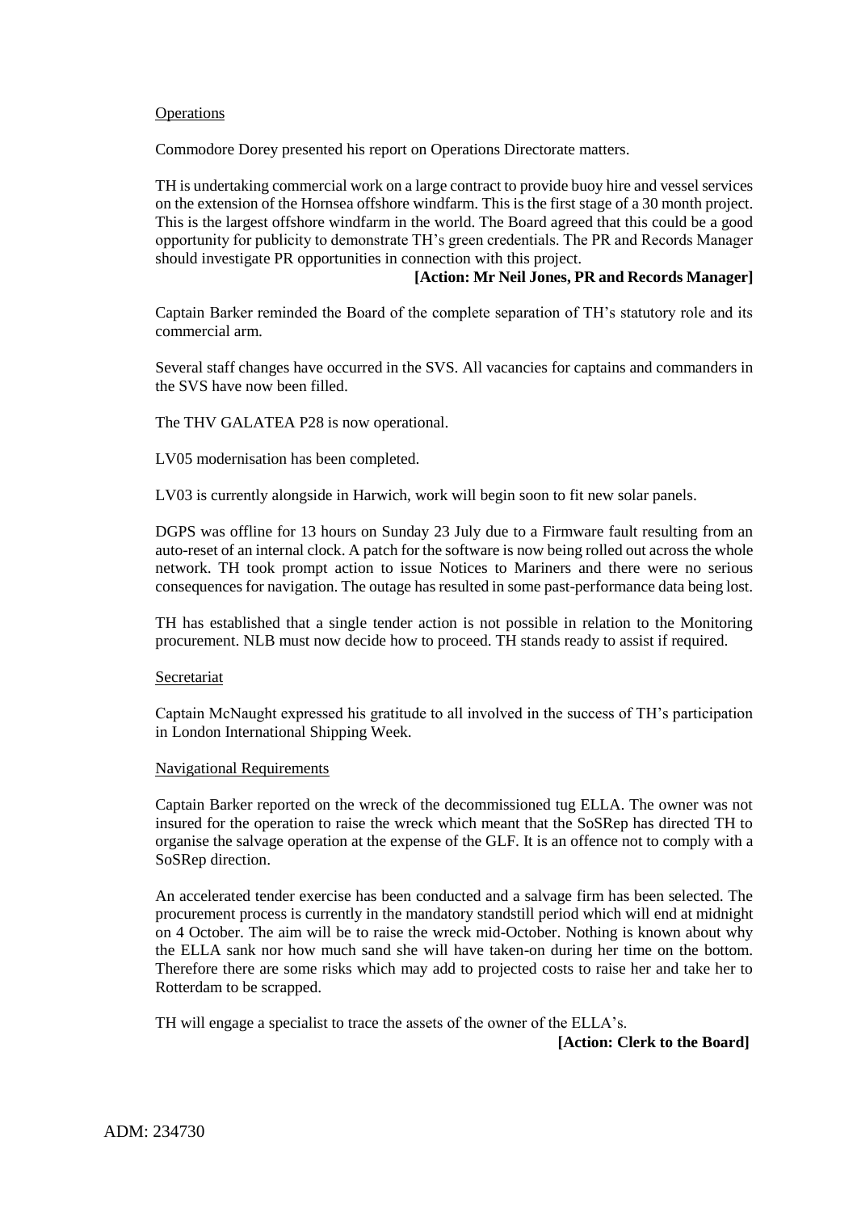Operations

Commodore Dorey presented his report on Operations Directorate matters.

TH is undertaking commercial work on a large contract to provide buoy hire and vessel services on the extension of the Hornsea offshore windfarm. This is the first stage of a 30 month project. This is the largest offshore windfarm in the world. The Board agreed that this could be a good opportunity for publicity to demonstrate TH's green credentials. The PR and Records Manager should investigate PR opportunities in connection with this project.

**[Action: Mr Neil Jones, PR and Records Manager]**

Captain Barker reminded the Board of the complete separation of TH's statutory role and its commercial arm.

Several staff changes have occurred in the SVS. All vacancies for captains and commanders in the SVS have now been filled.

The THV GALATEA P28 is now operational.

LV05 modernisation has been completed.

LV03 is currently alongside in Harwich, work will begin soon to fit new solar panels.

DGPS was offline for 13 hours on Sunday 23 July due to a Firmware fault resulting from an auto-reset of an internal clock. A patch for the software is now being rolled out across the whole network. TH took prompt action to issue Notices to Mariners and there were no serious consequences for navigation. The outage has resulted in some past-performance data being lost.

TH has established that a single tender action is not possible in relation to the Monitoring procurement. NLB must now decide how to proceed. TH stands ready to assist if required.

Secretariat

Captain McNaught expressed his gratitude to all involved in the success of TH's participation in London International Shipping Week.

Navigational Requirements

Captain Barker reported on the wreck of the decommissioned tug ELLA. The owner was not insured for the operation to raise the wreck which meant that the SoSRep has directed TH to organise the salvage operation at the expense of the GLF. It is an offence not to comply with a SoSRep direction.

An accelerated tender exercise has been conducted and a salvage firm has been selected. The procurement process is currently in the mandatory standstill period which will end at midnight on 4 October. The aim will be to raise the wreck mid-October. Nothing is known about why the ELLA sank nor how much sand she will have taken-on during her time on the bottom. Therefore there are some risks which may add to projected costs to raise her and take her to Rotterdam to be scrapped.

TH will engage a specialist to trace the assets of the owner of the ELLA's.

**[Action: Clerk to the Board]**

ADM: 234730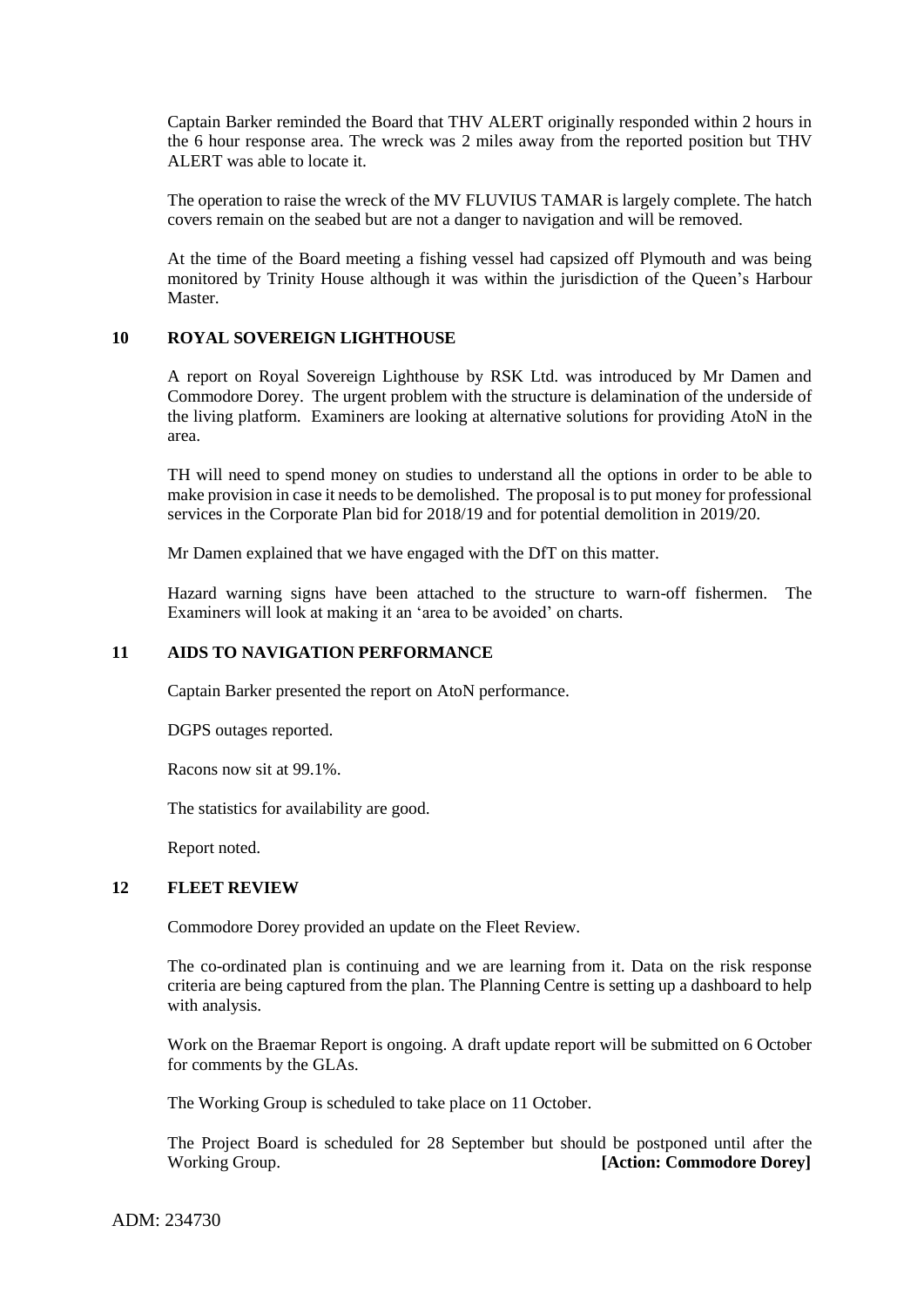Captain Barker reminded the Board that THV ALERT originally responded within 2 hours in the 6 hour response area. The wreck was 2 miles away from the reported position but THV ALERT was able to locate it.

The operation to raise the wreck of the MV FLUVIUS TAMAR is largely complete. The hatch covers remain on the seabed but are not a danger to navigation and will be removed.

At the time of the Board meeting a fishing vessel had capsized off Plymouth and was being monitored by Trinity House although it was within the jurisdiction of the Queen's Harbour Master.

## 10 ROYAL SOVEREIGN LIGHTHOUSE

A report on Royal Sovereign Lighthouse by RSK Ltd. was introduced by Mr Damen and Commodore Dorey. The urgent problem with the structure is delamination of the underside of the living platform. Examiners are looking at alternative solutions for providing AtoN in the area.

TH will need to spend money on studies to understand all the options in order to be able to make provision in case it needs to be demolished. The proposal is to put money for professional services in the Corporate Plan bid for 2018/19 and for potential demolition in 2019/20.

Mr Damen explained that we have engaged with the DfT on this matter.

Hazard warning signs have been attached to the structure to warn-off fishermen. The Examiners will look at making it an 'area to be avoided' on charts.

## 11 AIDS TO NAVIGATION PERFORMANCE

Captain Barker presented the report on AtoN performance.

DGPS outages reported.

Racons now sit at 99.1%.

The statistics for availability are good.

Report noted.

## 12 FLEET REVIEW

Commodore Dorey provided an update on the Fleet Review.

The co-ordinated plan is continuing and we are learning from it. Data on the risk response criteria are being captured from the plan. The Planning Centre is setting up a dashboard to help with analysis.

Work on the Braemar Report is ongoing. A draft update report will be submitted on 6 October for comments by the GLAs.

The Working Group is scheduled to take place on 11 October.

The Project Board is scheduled for 28 September but should be postponed until after the Working Group. **[Action: Commodore Dorey]**

ADM: 234730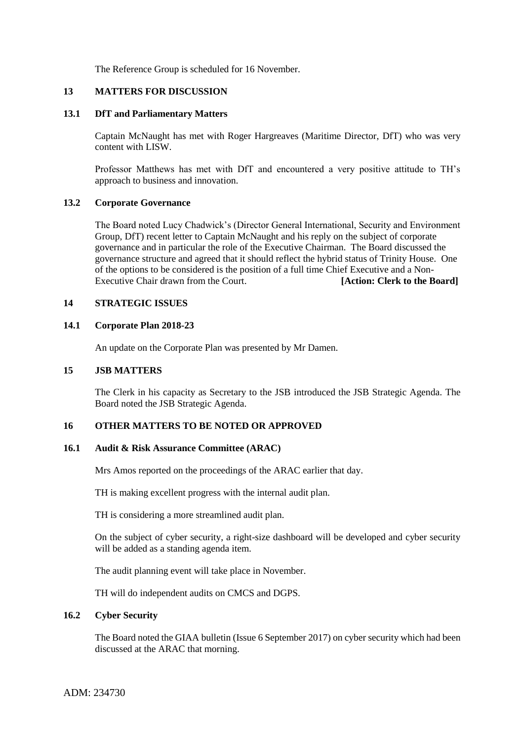The Reference Group is scheduled for 16 November.

## 13 MATTERS FOR DISCUSSION

### 13.1 DfT and Parliamentary Matters

Captain McNaught has met with Roger Hargreaves (Maritime Director, DfT) who was very content with LISW.

Professor Matthews has met with DfT and encountered a very positive attitude to TH's approach to business and innovation.

### 13.2 Corporate Governance

The Board noted Lucy Chadwick's (Director General International, Security and Environment Group, DfT) recent letter to Captain McNaught and his reply on the subject of corporate governance and in particular the role of the Executive Chairman. The Board discussed the governance structure and agreed that it should reflect the hybrid status of Trinity House. One of the options to be considered is the position of a full time Chief Executive and a Non-Executive Chair drawn from the Court. **[Action: Clerk to the Board]**

## 14 STRATEGIC ISSUES

### 14.1 Corporate Plan 2018-23

An update on the Corporate Plan was presented by Mr Damen.

## 15 JSB MATTERS

The Clerk in his capacity as Secretary to the JSB introduced the JSB Strategic Agenda. The Board noted the JSB Strategic Agenda.

## 16 OTHER MATTERS TO BE NOTED OR APPROVED

### 16.1 Audit & Risk Assurance Committee (ARAC)

Mrs Amos reported on the proceedings of the ARAC earlier that day.

TH is making excellent progress with the internal audit plan.

TH is considering a more streamlined audit plan.

On the subject of cyber security, a right-size dashboard will be developed and cyber security will be added as a standing agenda item.

The audit planning event will take place in November.

TH will do independent audits on CMCS and DGPS.

### 16.2 Cyber Security

The Board noted the GIAA bulletin (Issue 6 September 2017) on cyber security which had been discussed at the ARAC that morning.

ADM: 234730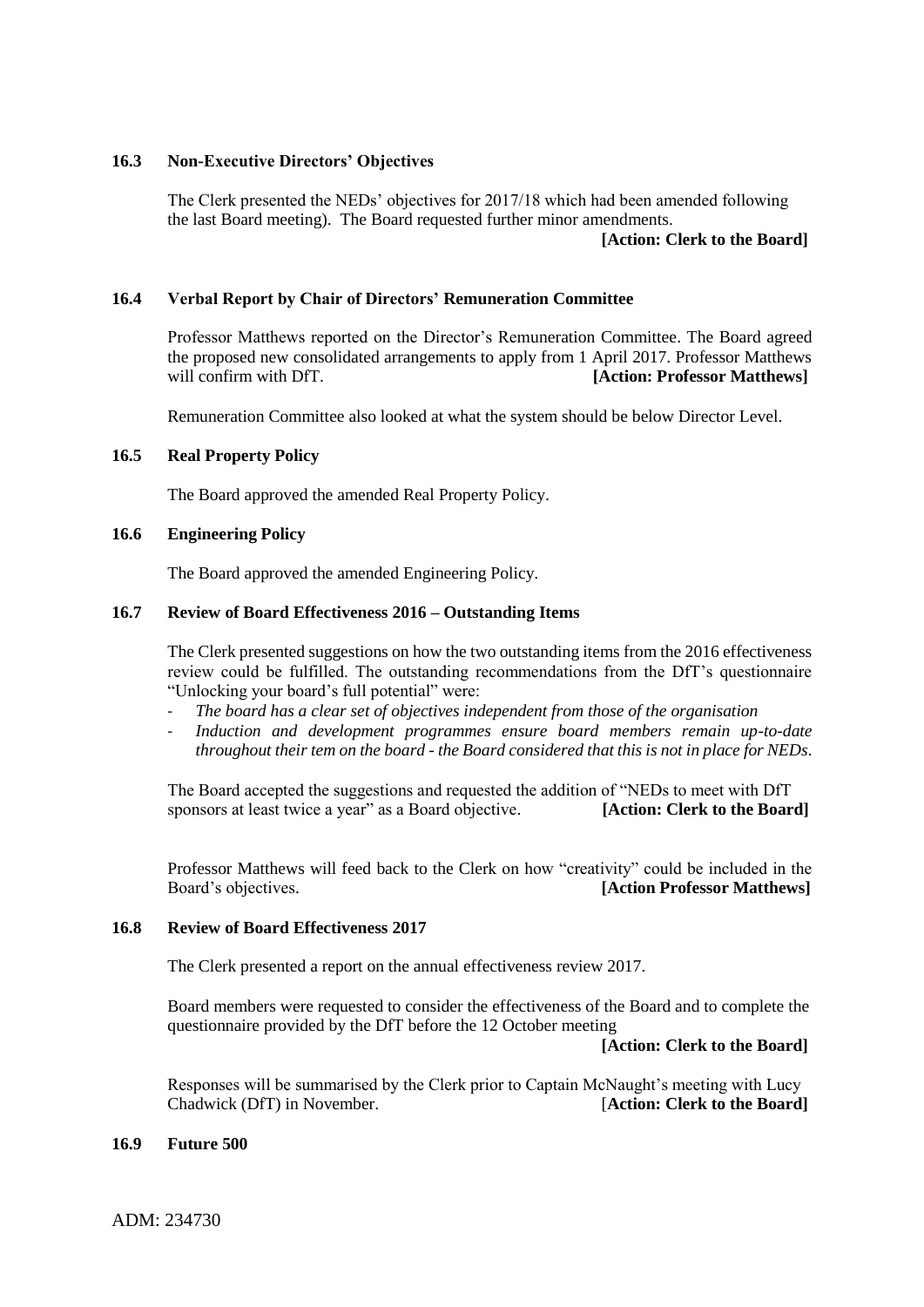### 16.3 Non-Executive Directors' Objectives

The Clerk presented the NEDs' objectives for 2017/18 which had been amended following the last Board meeting). The Board requested further minor amendments.

**[Action: Clerk to the Board]**

### 16.4 Verbal Report by Chair of Directors' Remuneration Committee

Professor Matthews reported on the Director's Remuneration Committee. The Board agreed the proposed new consolidated arrangements to apply from 1 April 2017. Professor Matthews will confirm with DfT. **[Action: Professor Matthews]**

Remuneration Committee also looked at what the system should be below Director Level.

### 16.5 Real Property Policy

The Board approved the amended Real Property Policy.

### 16.6 Engineering Policy

The Board approved the amended Engineering Policy.

### 16.7 Review of Board Effectiveness 2016 – Outstanding Items

The Clerk presented suggestions on how the two outstanding items from the 2016 effectiveness review could be fulfilled. The outstanding recommendations from the DfT's questionnaire "Unlocking your board's full potential" were:

- *The board has a clear set of objectives independent from those of the organisation*
- *Induction and development programmes ensure board members remain up-to-date throughout their tem on the board - the Board considered that this is not in place for NEDs.*

The Board accepted the suggestions and requested the addition of "NEDs to meet with DfT sponsors at least twice a year" as a Board objective. **[Action: Clerk to the Board]**

Professor Matthews will feed back to the Clerk on how "creativity" could be included in the Board's objectives. **[Action Professor Matthews]**

### 16.8 Review of Board Effectiveness 2017

The Clerk presented a report on the annual effectiveness review 2017.

Board members were requested to consider the effectiveness of the Board and to complete the questionnaire provided by the DfT before the 12 October meeting

**[Action: Clerk to the Board]**

Responses will be summarised by the Clerk prior to Captain McNaught's meeting with Lucy Chadwick (DfT) in November. [**Action: Clerk to the Board]**

### 16.9 Future 500

ADM: 234730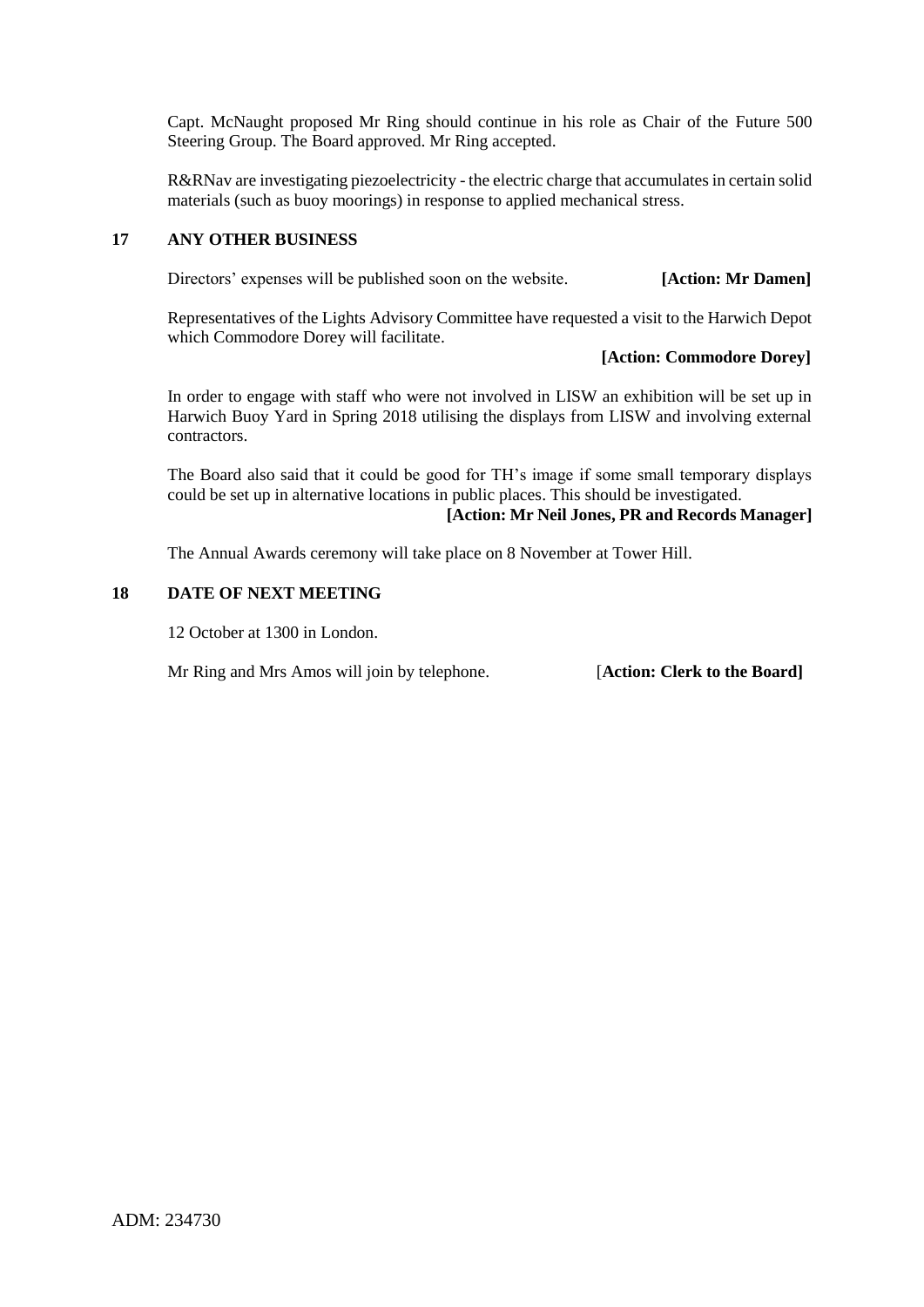Capt. McNaught proposed Mr Ring should continue in his role as Chair of the Future 500 Steering Group. The Board approved. Mr Ring accepted.

R&RNav are investigating piezoelectricity - the electric charge that accumulates in certain solid materials (such as buoy moorings) in response to applied mechanical stress.

## 17 ANY OTHER BUSINESS

Directors' expenses will be published soon on the website. **[Action: Mr Damen]**

Representatives of the Lights Advisory Committee have requested a visit to the Harwich Depot which Commodore Dorey will facilitate.

**[Action: Commodore Dorey]**

In order to engage with staff who were not involved in LISW an exhibition will be set up in Harwich Buoy Yard in Spring 2018 utilising the displays from LISW and involving external contractors.

The Board also said that it could be good for TH's image if some small temporary displays could be set up in alternative locations in public places. This should be investigated.

**[Action: Mr Neil Jones, PR and Records Manager]**

The Annual Awards ceremony will take place on 8 November at Tower Hill.

## 18 DATE OF NEXT MEETING

12 October at 1300 in London.

Mr Ring and Mrs Amos will join by telephone. [**Action: Clerk to the Board]**

ADM: 234730